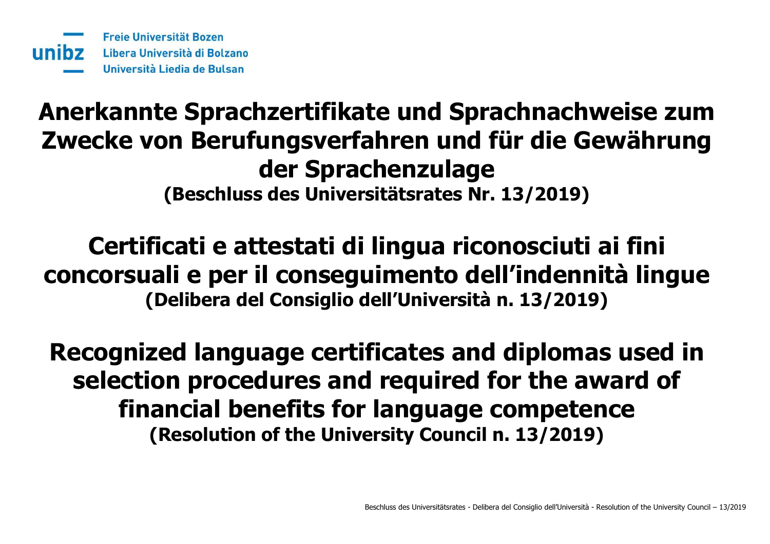Freie Universität Bozen
Libera Università di Bolzano
Università Liedia de Bulsan

# Anerkannte Sprachzertifikate und Sprachnachweise zum Zwecke von Berufungsverfahren und für die Gewährung der Sprachenzulage

**(Beschluss des Universitätsrates Nr. 13/2019)**

# Certificati e attestati di lingua riconosciuti ai fini concorsuali e per il conseguimento dell'indennità lingue

**(Delibera del Consiglio dell'Università n. 13/2019)**

# Recognized language certificates and diplomas used in selection procedures and required for the award of financial benefits for language competence

**(Resolution of the University Council n. 13/2019)**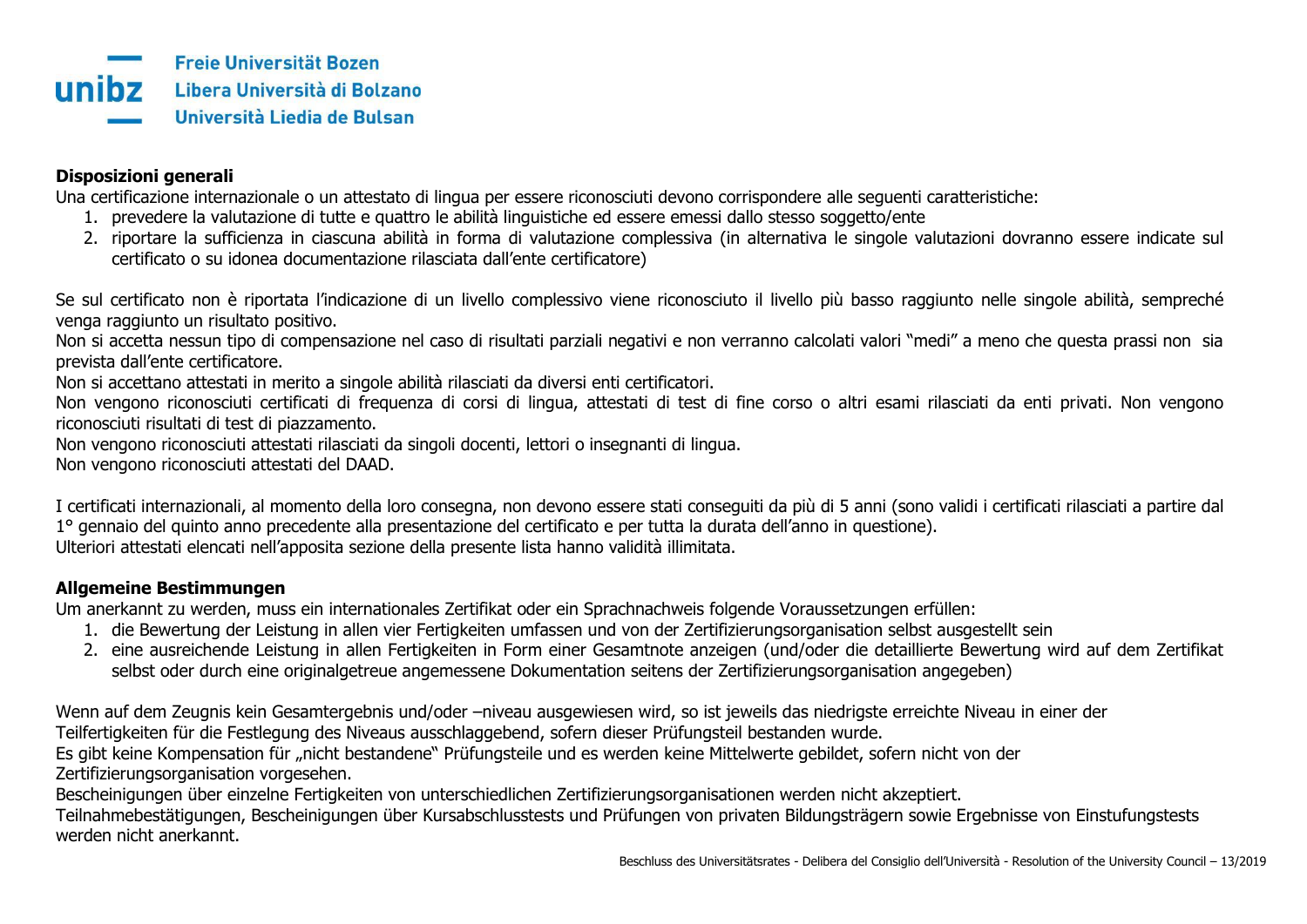Freie Universität Bozen
Libera Università di Bolzano
Università Liedia de Bulsan

**Disposizioni generali**

Una certificazione internazionale o un attestato di lingua per essere riconosciuti devono corrispondere alle seguenti caratteristiche:

1. prevedere la valutazione di tutte e quattro le abilità linguistiche ed essere emessi dallo stesso soggetto/ente
2. riportare la sufficienza in ciascuna abilità in forma di valutazione complessiva (in alternativa le singole valutazioni dovranno essere indicate sul certificato o su idonea documentazione rilasciata dall'ente certificatore)

Se sul certificato non è riportata l'indicazione di un livello complessivo viene riconosciuto il livello più basso raggiunto nelle singole abilità, sempreché venga raggiunto un risultato positivo.
Non si accetta nessun tipo di compensazione nel caso di risultati parziali negativi e non verranno calcolati valori "medi" a meno che questa prassi non sia prevista dall'ente certificatore.
Non si accettano attestati in merito a singole abilità rilasciati da diversi enti certificatori.
Non vengono riconosciuti certificati di frequenza di corsi di lingua, attestati di test di fine corso o altri esami rilasciati da enti privati. Non vengono riconosciuti risultati di test di piazzamento.
Non vengono riconosciuti attestati rilasciati da singoli docenti, lettori o insegnanti di lingua.
Non vengono riconosciuti attestati del DAAD.

I certificati internazionali, al momento della loro consegna, non devono essere stati conseguiti da più di 5 anni (sono validi i certificati rilasciati a partire dal 1° gennaio del quinto anno precedente alla presentazione del certificato e per tutta la durata dell'anno in questione).
Ulteriori attestati elencati nell'apposita sezione della presente lista hanno validità illimitata.

**Allgemeine Bestimmungen**

Um anerkannt zu werden, muss ein internationales Zertifikat oder ein Sprachnachweis folgende Voraussetzungen erfüllen:

1. die Bewertung der Leistung in allen vier Fertigkeiten umfassen und von der Zertifizierungsorganisation selbst ausgestellt sein
2. eine ausreichende Leistung in allen Fertigkeiten in Form einer Gesamtnote anzeigen (und/oder die detaillierte Bewertung wird auf dem Zertifikat selbst oder durch eine originalgetreue angemessene Dokumentation seitens der Zertifizierungsorganisation angegeben)

Wenn auf dem Zeugnis kein Gesamtergebnis und/oder –niveau ausgewiesen wird, so ist jeweils das niedrigste erreichte Niveau in einer der Teilfertigkeiten für die Festlegung des Niveaus ausschlaggebend, sofern dieser Prüfungsteil bestanden wurde.
Es gibt keine Kompensation für „nicht bestandene" Prüfungsteile und es werden keine Mittelwerte gebildet, sofern nicht von der Zertifizierungsorganisation vorgesehen.
Bescheinigungen über einzelne Fertigkeiten von unterschiedlichen Zertifizierungsorganisationen werden nicht akzeptiert.
Teilnahmebestätigungen, Bescheinigungen über Kursabschlusstests und Prüfungen von privaten Bildungsträgern sowie Ergebnisse von Einstufungstests werden nicht anerkannt.

Beschluss des Universitätsrates - Delibera del Consiglio dell'Università - Resolution of the University Council – 13/2019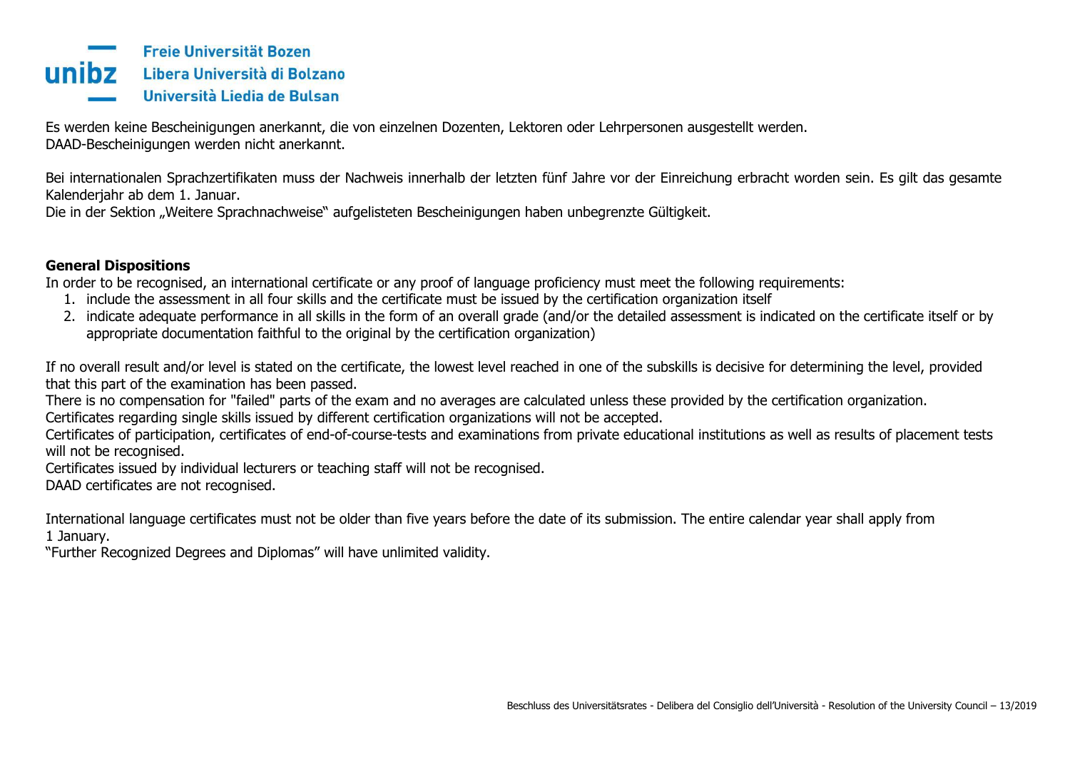Es werden keine Bescheinigungen anerkannt, die von einzelnen Dozenten, Lektoren oder Lehrpersonen ausgestellt werden.
DAAD-Bescheinigungen werden nicht anerkannt.

Bei internationalen Sprachzertifikaten muss der Nachweis innerhalb der letzten fünf Jahre vor der Einreichung erbracht worden sein. Es gilt das gesamte Kalenderjahr ab dem 1. Januar.
Die in der Sektion „Weitere Sprachnachweise" aufgelisteten Bescheinigungen haben unbegrenzte Gültigkeit.

**General Dispositions**

In order to be recognised, an international certificate or any proof of language proficiency must meet the following requirements:

1. include the assessment in all four skills and the certificate must be issued by the certification organization itself
2. indicate adequate performance in all skills in the form of an overall grade (and/or the detailed assessment is indicated on the certificate itself or by appropriate documentation faithful to the original by the certification organization)

If no overall result and/or level is stated on the certificate, the lowest level reached in one of the subskills is decisive for determining the level, provided that this part of the examination has been passed.
There is no compensation for "failed" parts of the exam and no averages are calculated unless these provided by the certification organization.
Certificates regarding single skills issued by different certification organizations will not be accepted.
Certificates of participation, certificates of end-of-course-tests and examinations from private educational institutions as well as results of placement tests will not be recognised.
Certificates issued by individual lecturers or teaching staff will not be recognised.
DAAD certificates are not recognised.

International language certificates must not be older than five years before the date of its submission. The entire calendar year shall apply from 1 January.
"Further Recognized Degrees and Diplomas" will have unlimited validity.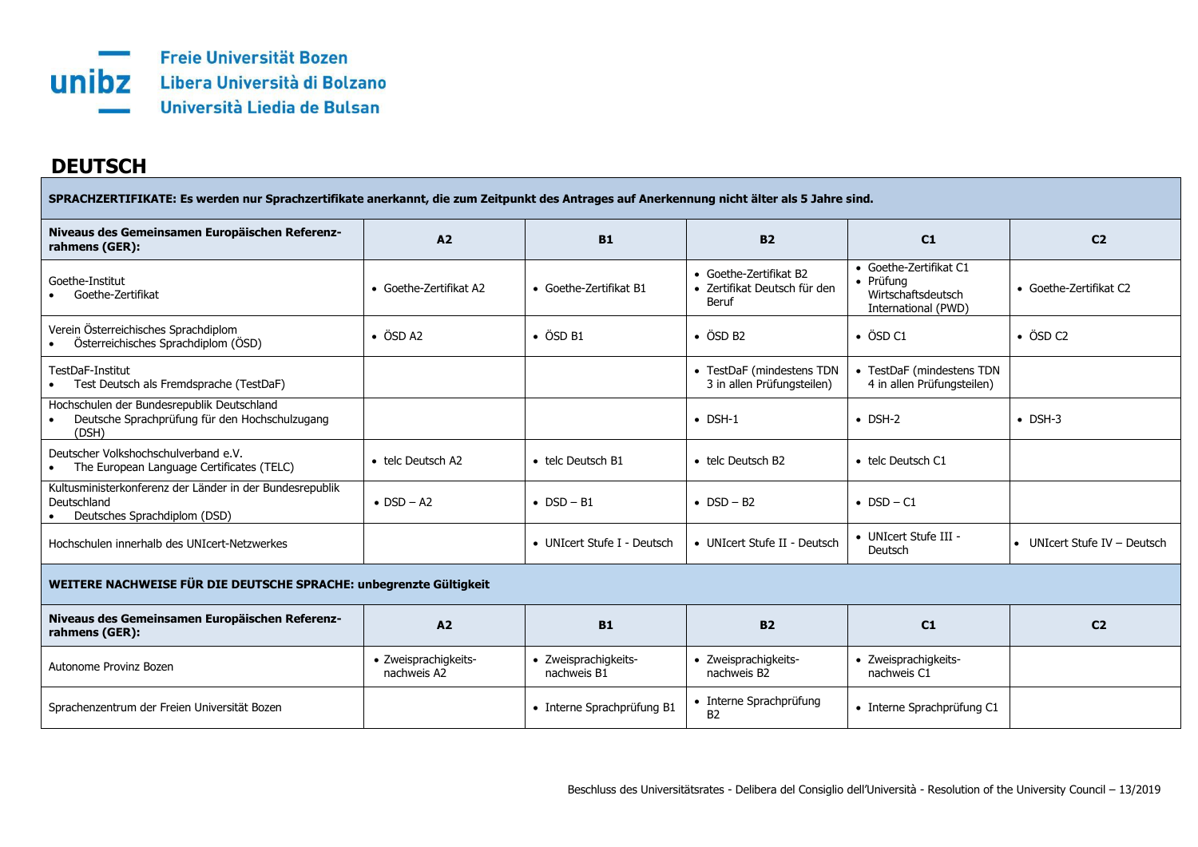Freie Universität Bozen
Libera Università di Bolzano
Università Liedia de Bulsan

# DEUTSCH

| SPRACHZERTIFIKATE: Es werden nur Sprachzertifikate anerkannt, die zum Zeitpunkt des Antrages auf Anerkennung nicht älter als 5 Jahre sind. | | | | | |
|---|---|---|---|---|---|
| **Niveaus des Gemeinsamen Europäischen Referenz-rahmens (GER):** | **A2** | **B1** | **B2** | **C1** | **C2** |
| Goethe-Institut<br>• Goethe-Zertifikat | • Goethe-Zertifikat A2 | • Goethe-Zertifikat B1 | • Goethe-Zertifikat B2<br>• Zertifikat Deutsch für den Beruf | • Goethe-Zertifikat C1<br>• Prüfung Wirtschaftsdeutsch International (PWD) | • Goethe-Zertifikat C2 |
| Verein Österreichisches Sprachdiplom<br>• Österreichisches Sprachdiplom (ÖSD) | • ÖSD A2 | • ÖSD B1 | • ÖSD B2 | • ÖSD C1 | • ÖSD C2 |
| TestDaF-Institut<br>• Test Deutsch als Fremdsprache (TestDaF) | | | • TestDaF (mindestens TDN 3 in allen Prüfungsteilen) | • TestDaF (mindestens TDN 4 in allen Prüfungsteilen) | |
| Hochschulen der Bundesrepublik Deutschland<br>• Deutsche Sprachprüfung für den Hochschulzugang (DSH) | | | • DSH-1 | • DSH-2 | • DSH-3 |
| Deutscher Volkshochschulverband e.V.<br>• The European Language Certificates (TELC) | • telc Deutsch A2 | • telc Deutsch B1 | • telc Deutsch B2 | • telc Deutsch C1 | |
| Kultusministerkonferenz der Länder in der Bundesrepublik Deutschland<br>• Deutsches Sprachdiplom (DSD) | • DSD – A2 | • DSD – B1 | • DSD – B2 | • DSD – C1 | |
| Hochschulen innerhalb des UNIcert-Netzwerkes | | • UNIcert Stufe I - Deutsch | • UNIcert Stufe II - Deutsch | • UNIcert Stufe III - Deutsch | • UNIcert Stufe IV – Deutsch |
| **WEITERE NACHWEISE FÜR DIE DEUTSCHE SPRACHE: unbegrenzte Gültigkeit** | | | | | |
| **Niveaus des Gemeinsamen Europäischen Referenz-rahmens (GER):** | **A2** | **B1** | **B2** | **C1** | **C2** |
| Autonome Provinz Bozen | • Zweisprachigkeits-nachweis A2 | • Zweisprachigkeits-nachweis B1 | • Zweisprachigkeits-nachweis B2 | • Zweisprachigkeits-nachweis C1 | |
| Sprachenzentrum der Freien Universität Bozen | | • Interne Sprachprüfung B1 | • Interne Sprachprüfung B2 | • Interne Sprachprüfung C1 | |

Beschluss des Universitätsrates - Delibera del Consiglio dell'Università - Resolution of the University Council – 13/2019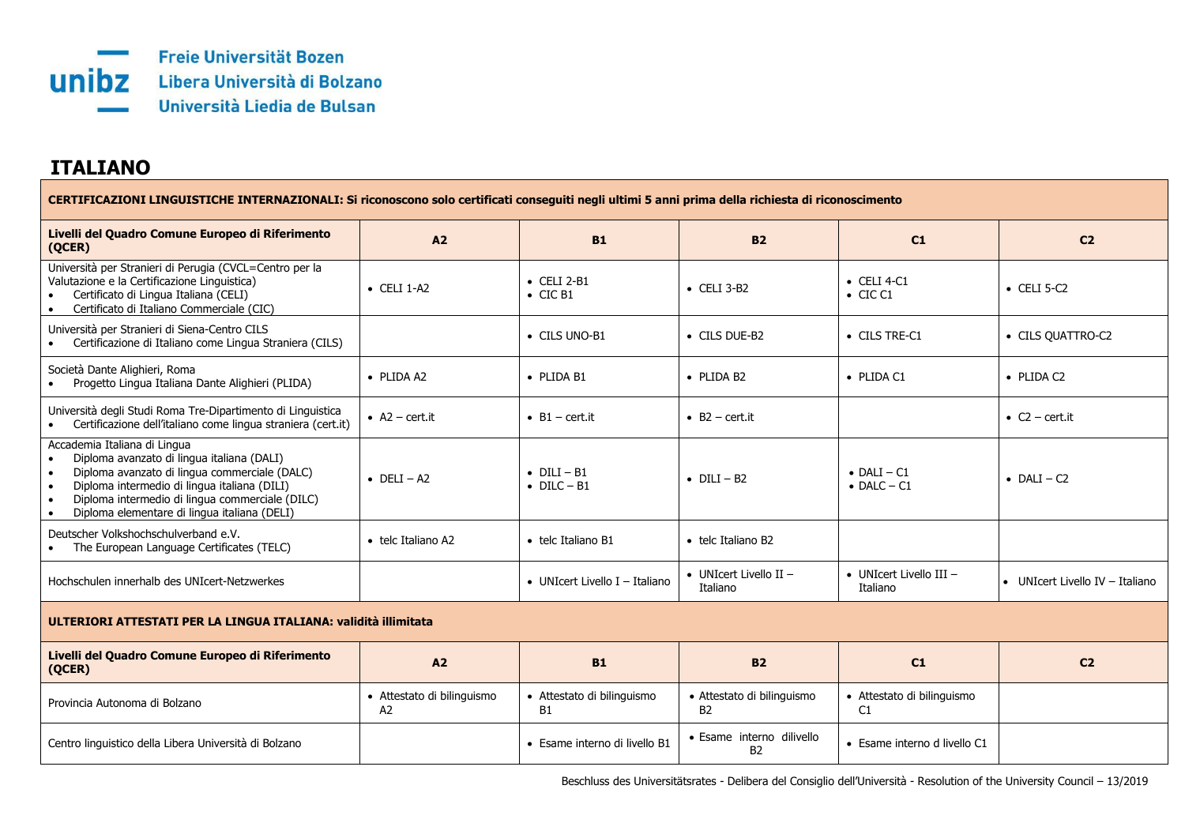Freie Universität Bozen
Libera Università di Bolzano
Università Liedia de Bulsan

# ITALIANO

| CERTIFICAZIONI LINGUISTICHE INTERNAZIONALI: Si riconoscono solo certificati conseguiti negli ultimi 5 anni prima della richiesta di riconoscimento | | | | | |
|---|---|---|---|---|---|
| **Livelli del Quadro Comune Europeo di Riferimento (QCER)** | **A2** | **B1** | **B2** | **C1** | **C2** |
| Università per Stranieri di Perugia (CVCL=Centro per la Valutazione e la Certificazione Linguistica)<br>• Certificato di Lingua Italiana (CELI)<br>• Certificato di Italiano Commerciale (CIC) | • CELI 1-A2 | • CELI 2-B1<br>• CIC B1 | • CELI 3-B2 | • CELI 4-C1<br>• CIC C1 | • CELI 5-C2 |
| Università per Stranieri di Siena-Centro CILS<br>• Certificazione di Italiano come Lingua Straniera (CILS) | | • CILS UNO-B1 | • CILS DUE-B2 | • CILS TRE-C1 | • CILS QUATTRO-C2 |
| Società Dante Alighieri, Roma<br>• Progetto Lingua Italiana Dante Alighieri (PLIDA) | • PLIDA A2 | • PLIDA B1 | • PLIDA B2 | • PLIDA C1 | • PLIDA C2 |
| Università degli Studi Roma Tre-Dipartimento di Linguistica<br>• Certificazione dell'italiano come lingua straniera (cert.it) | • A2 – cert.it | • B1 – cert.it | • B2 – cert.it | | • C2 – cert.it |
| Accademia Italiana di Lingua<br>• Diploma avanzato di lingua italiana (DALI)<br>• Diploma avanzato di lingua commerciale (DALC)<br>• Diploma intermedio di lingua italiana (DILI)<br>• Diploma intermedio di lingua commerciale (DILC)<br>• Diploma elementare di lingua italiana (DELI) | • DELI – A2 | • DILI – B1<br>• DILC – B1 | • DILI – B2 | • DALI – C1<br>• DALC – C1 | • DALI – C2 |
| Deutscher Volkshochschulverband e.V.<br>• The European Language Certificates (TELC) | • telc Italiano A2 | • telc Italiano B1 | • telc Italiano B2 | | |
| Hochschulen innerhalb des UNIcert-Netzwerkes | | • UNIcert Livello I – Italiano | • UNIcert Livello II – Italiano | • UNIcert Livello III – Italiano | • UNIcert Livello IV – Italiano |
| **ULTERIORI ATTESTATI PER LA LINGUA ITALIANA: validità illimitata** | | | | | |
| **Livelli del Quadro Comune Europeo di Riferimento (QCER)** | **A2** | **B1** | **B2** | **C1** | **C2** |
| Provincia Autonoma di Bolzano | • Attestato di bilinguismo A2 | • Attestato di bilinguismo B1 | • Attestato di bilinguismo B2 | • Attestato di bilinguismo C1 | |
| Centro linguistico della Libera Università di Bolzano | | • Esame interno di livello B1 | • Esame interno dilivello B2 | • Esame interno d livello C1 | |

Beschluss des Universitätsrates - Delibera del Consiglio dell'Università - Resolution of the University Council – 13/2019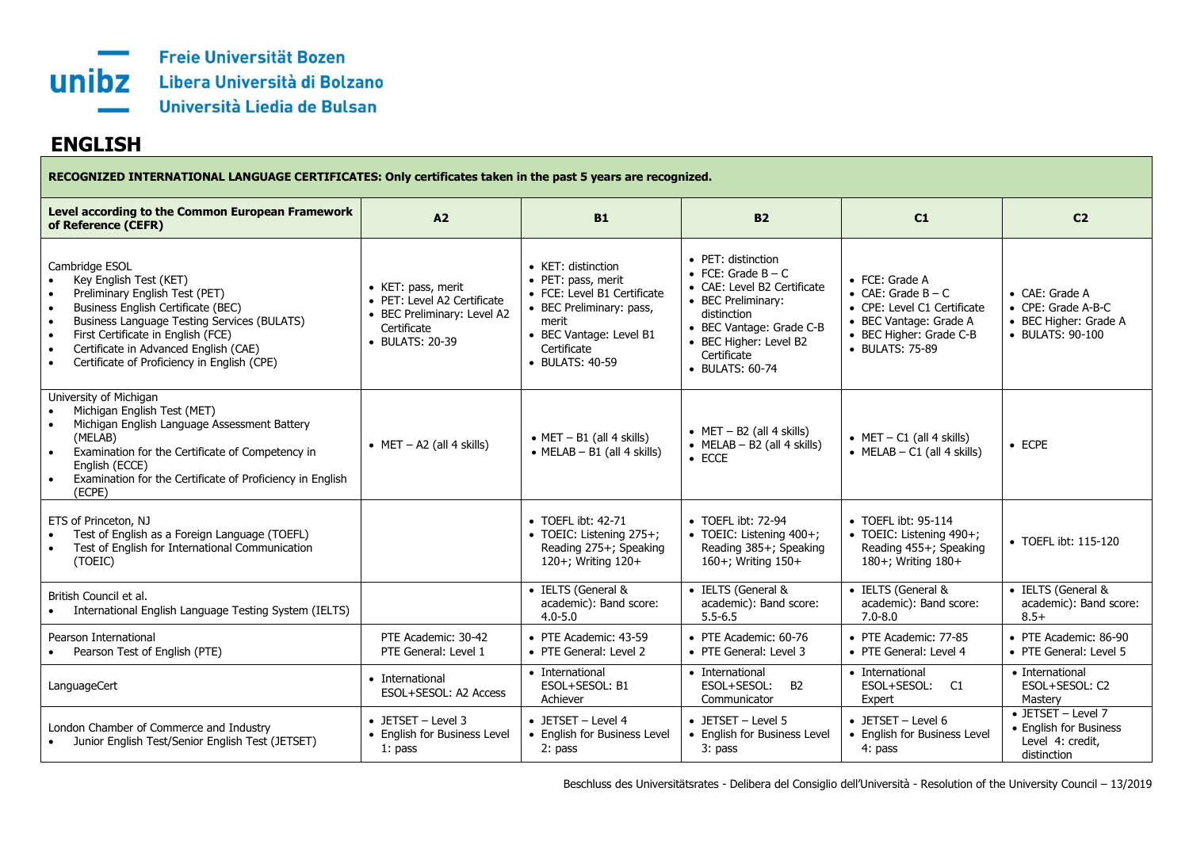Freie Universität Bozen
Libera Università di Bolzano
Università Liedia de Bulsan

# ENGLISH

| RECOGNIZED INTERNATIONAL LANGUAGE CERTIFICATES: Only certificates taken in the past 5 years are recognized. | | | | | |
|---|---|---|---|---|---|
| **Level according to the Common European Framework of Reference (CEFR)** | **A2** | **B1** | **B2** | **C1** | **C2** |
| Cambridge ESOL<br>• Key English Test (KET)<br>• Preliminary English Test (PET)<br>• Business English Certificate (BEC)<br>• Business Language Testing Services (BULATS)<br>• First Certificate in English (FCE)<br>• Certificate in Advanced English (CAE)<br>• Certificate of Proficiency in English (CPE) | • KET: pass, merit<br>• PET: Level A2 Certificate<br>• BEC Preliminary: Level A2 Certificate<br>• BULATS: 20-39 | • KET: distinction<br>• PET: pass, merit<br>• FCE: Level B1 Certificate<br>• BEC Preliminary: pass, merit<br>• BEC Vantage: Level B1 Certificate<br>• BULATS: 40-59 | • PET: distinction<br>• FCE: Grade B – C<br>• CAE: Level B2 Certificate<br>• BEC Preliminary: distinction<br>• BEC Vantage: Grade C-B<br>• BEC Higher: Level B2 Certificate<br>• BULATS: 60-74 | • FCE: Grade A<br>• CAE: Grade B – C<br>• CPE: Level C1 Certificate<br>• BEC Vantage: Grade A<br>• BEC Higher: Grade C-B<br>• BULATS: 75-89 | • CAE: Grade A<br>• CPE: Grade A-B-C<br>• BEC Higher: Grade A<br>• BULATS: 90-100 |
| University of Michigan<br>• Michigan English Test (MET)<br>• Michigan English Language Assessment Battery (MELAB)<br>• Examination for the Certificate of Competency in English (ECCE)<br>• Examination for the Certificate of Proficiency in English (ECPE) | • MET – A2 (all 4 skills) | • MET – B1 (all 4 skills)<br>• MELAB – B1 (all 4 skills) | • MET – B2 (all 4 skills)<br>• MELAB – B2 (all 4 skills)<br>• ECCE | • MET – C1 (all 4 skills)<br>• MELAB – C1 (all 4 skills) | • ECPE |
| ETS of Princeton, NJ<br>• Test of English as a Foreign Language (TOEFL)<br>• Test of English for International Communication (TOEIC) | | • TOEFL ibt: 42-71<br>• TOEIC: Listening 275+; Reading 275+; Speaking 120+; Writing 120+ | • TOEFL ibt: 72-94<br>• TOEIC: Listening 400+; Reading 385+; Speaking 160+; Writing 150+ | • TOEFL ibt: 95-114<br>• TOEIC: Listening 490+; Reading 455+; Speaking 180+; Writing 180+ | • TOEFL ibt: 115-120 |
| British Council et al.<br>• International English Language Testing System (IELTS) | | • IELTS (General & academic): Band score: 4.0-5.0 | • IELTS (General & academic): Band score: 5.5-6.5 | • IELTS (General & academic): Band score: 7.0-8.0 | • IELTS (General & academic): Band score: 8.5+ |
| Pearson International<br>• Pearson Test of English (PTE) | PTE Academic: 30-42<br>PTE General: Level 1 | • PTE Academic: 43-59<br>• PTE General: Level 2 | • PTE Academic: 60-76<br>• PTE General: Level 3 | • PTE Academic: 77-85<br>• PTE General: Level 4 | • PTE Academic: 86-90<br>• PTE General: Level 5 |
| LanguageCert | • International ESOL+SESOL: A2 Access | • International ESOL+SESOL: B1 Achiever | • International ESOL+SESOL: B2 Communicator | • International ESOL+SESOL: C1 Expert | • International ESOL+SESOL: C2 Mastery |
| London Chamber of Commerce and Industry<br>• Junior English Test/Senior English Test (JETSET) | • JETSET – Level 3<br>• English for Business Level 1: pass | • JETSET – Level 4<br>• English for Business Level 2: pass | • JETSET – Level 5<br>• English for Business Level 3: pass | • JETSET – Level 6<br>• English for Business Level 4: pass | • JETSET – Level 7<br>• English for Business Level 4: credit, distinction |

Beschluss des Universitätsrates - Delibera del Consiglio dell'Università - Resolution of the University Council – 13/2019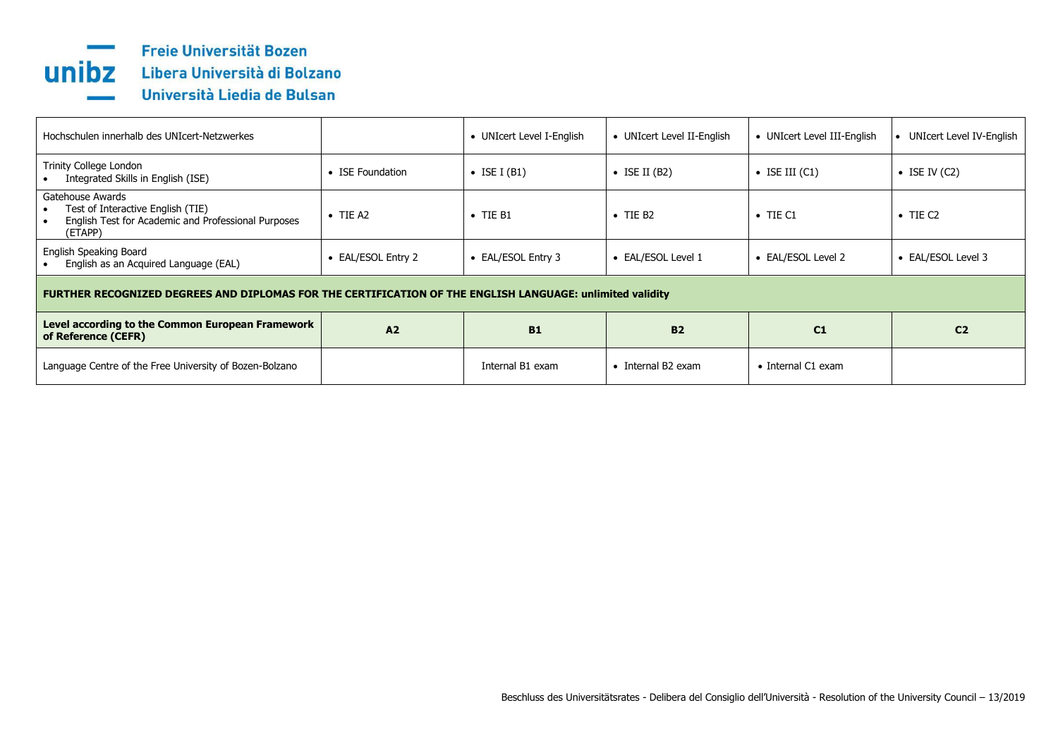| | | | | | |
|---|---|---|---|---|---|
| Hochschulen innerhalb des UNIcert-Netzwerkes | | • UNIcert Level I-English | • UNIcert Level II-English | • UNIcert Level III-English | • UNIcert Level IV-English |
| Trinity College London<br>• Integrated Skills in English (ISE) | • ISE Foundation | • ISE I (B1) | • ISE II (B2) | • ISE III (C1) | • ISE IV (C2) |
| Gatehouse Awards<br>• Test of Interactive English (TIE)<br>• English Test for Academic and Professional Purposes (ETAPP) | • TIE A2 | • TIE B1 | • TIE B2 | • TIE C1 | • TIE C2 |
| English Speaking Board<br>• English as an Acquired Language (EAL) | • EAL/ESOL Entry 2 | • EAL/ESOL Entry 3 | • EAL/ESOL Level 1 | • EAL/ESOL Level 2 | • EAL/ESOL Level 3 |

**FURTHER RECOGNIZED DEGREES AND DIPLOMAS FOR THE CERTIFICATION OF THE ENGLISH LANGUAGE: unlimited validity**

| **Level according to the Common European Framework of Reference (CEFR)** | **A2** | **B1** | **B2** | **C1** | **C2** |
|---|---|---|---|---|---|
| Language Centre of the Free University of Bozen-Bolzano | | Internal B1 exam | • Internal B2 exam | • Internal C1 exam | |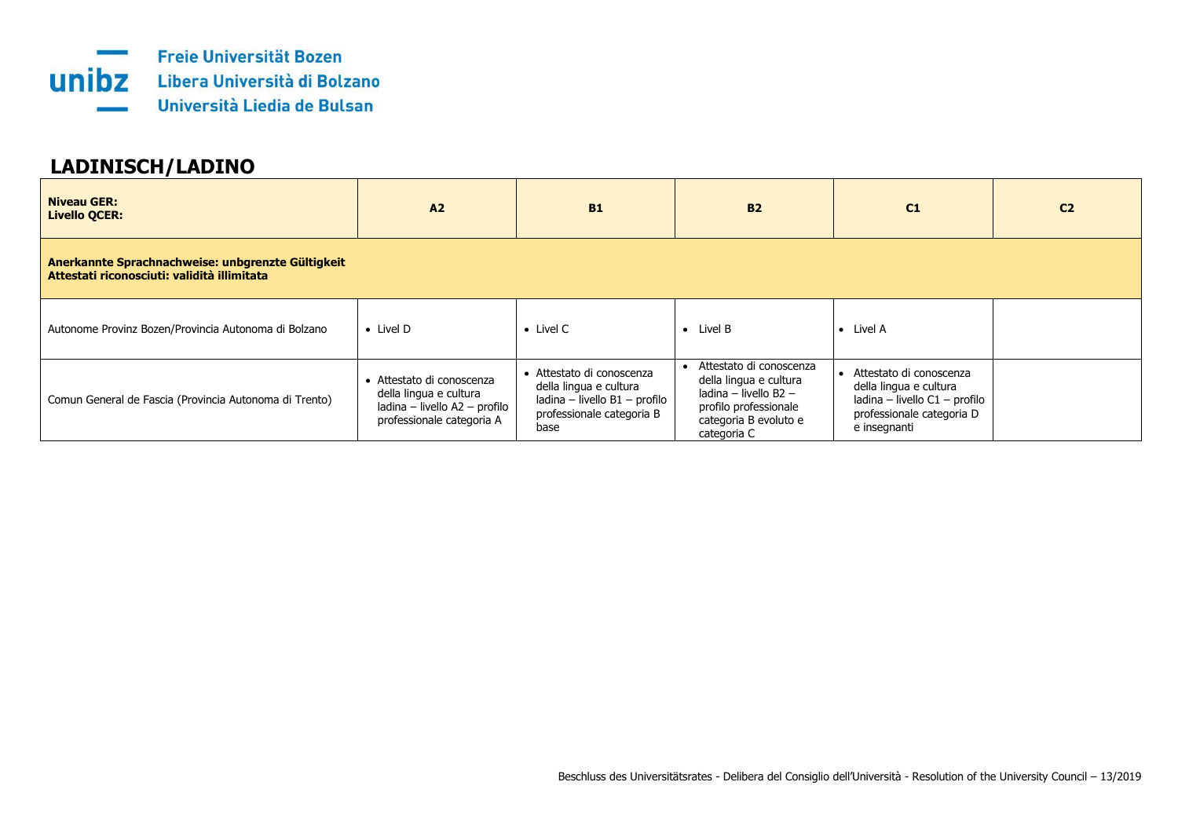## LADINISCH/LADINO

| **Niveau GER:**<br>**Livello QCER:** | **A2** | **B1** | **B2** | **C1** | **C2** |
|---|---|---|---|---|---|
| **Anerkannte Sprachnachweise: unbgrenzte Gültigkeit**<br>**Attestati riconosciuti: validità illimitata** | | | | | |
| Autonome Provinz Bozen/Provincia Autonoma di Bolzano | • Livel D | • Livel C | • Livel B | • Livel A | |
| Comun General de Fascia (Provincia Autonoma di Trento) | • Attestato di conoscenza della lingua e cultura ladina – livello A2 – profilo professionale categoria A | • Attestato di conoscenza della lingua e cultura ladina – livello B1 – profilo professionale categoria B base | • Attestato di conoscenza della lingua e cultura ladina – livello B2 – profilo professionale categoria B evoluto e categoria C | • Attestato di conoscenza della lingua e cultura ladina – livello C1 – profilo professionale categoria D e insegnanti | |

Beschluss des Universitätsrates - Delibera del Consiglio dell'Università - Resolution of the University Council – 13/2019